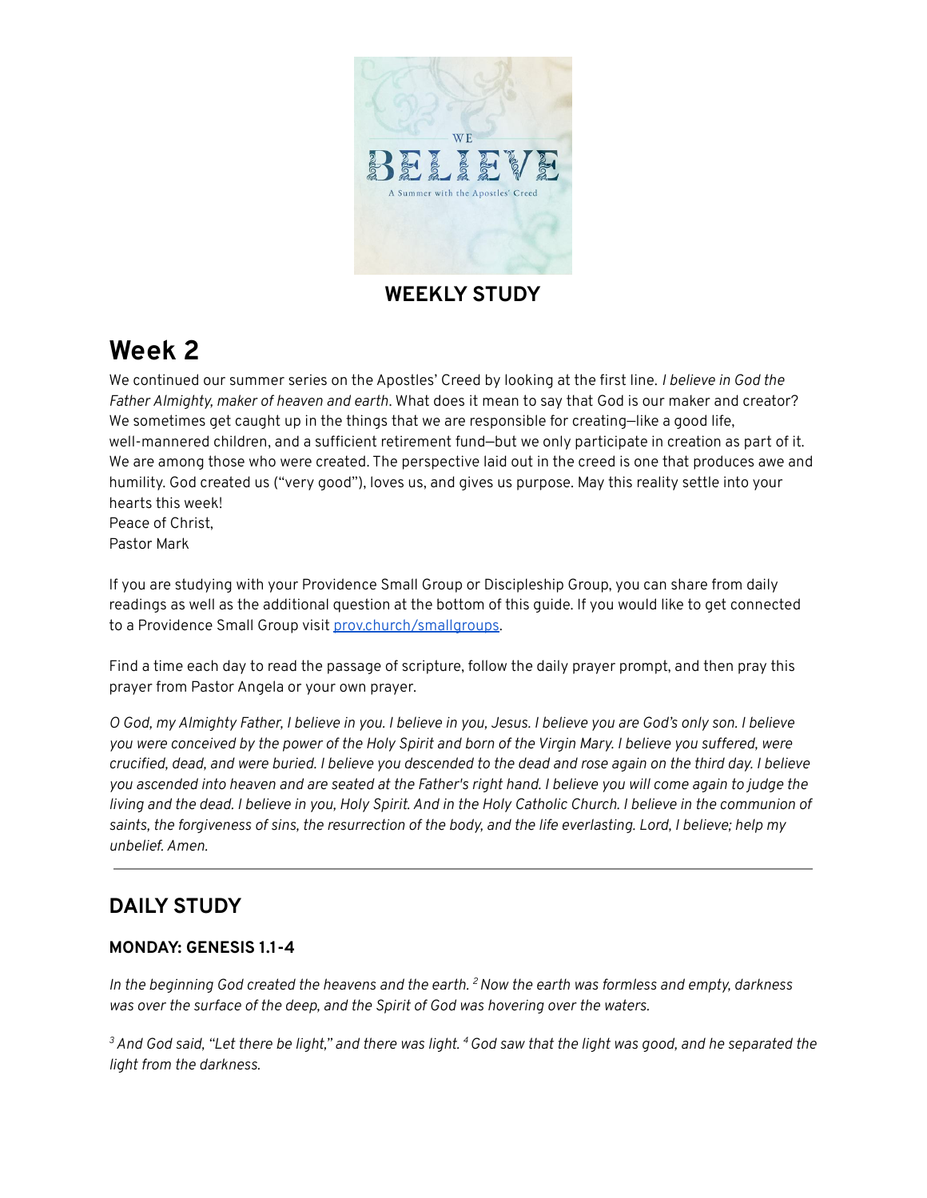WE BELIEVE

A Summer with the Apostles' Creed

**WEEKLY STUDY**

# Week 2

We continued our summer series on the Apostles' Creed by looking at the first line. *I believe in God the Father Almighty, maker of heaven and earth*. What does it mean to say that God is our maker and creator? We sometimes get caught up in the things that we are responsible for creating—like a good life, well-mannered children, and a sufficient retirement fund—but we only participate in creation as part of it. We are among those who were created. The perspective laid out in the creed is one that produces awe and humility. God created us ("very good"), loves us, and gives us purpose. May this reality settle into your hearts this week!
Peace of Christ,
Pastor Mark

If you are studying with your Providence Small Group or Discipleship Group, you can share from daily readings as well as the additional question at the bottom of this guide. If you would like to get connected to a Providence Small Group visit [prov.church/smallgroups](prov.church/smallgroups).

Find a time each day to read the passage of scripture, follow the daily prayer prompt, and then pray this prayer from Pastor Angela or your own prayer.

*O God, my Almighty Father, I believe in you. I believe in you, Jesus. I believe you are God's only son. I believe you were conceived by the power of the Holy Spirit and born of the Virgin Mary. I believe you suffered, were crucified, dead, and were buried. I believe you descended to the dead and rose again on the third day. I believe you ascended into heaven and are seated at the Father's right hand. I believe you will come again to judge the living and the dead. I believe in you, Holy Spirit. And in the Holy Catholic Church. I believe in the communion of saints, the forgiveness of sins, the resurrection of the body, and the life everlasting. Lord, I believe; help my unbelief. Amen.*

---

## DAILY STUDY

### MONDAY: GENESIS 1.1-4

*In the beginning God created the heavens and the earth. [2] Now the earth was formless and empty, darkness was over the surface of the deep, and the Spirit of God was hovering over the waters.*

*[3] And God said, "Let there be light," and there was light. [4] God saw that the light was good, and he separated the light from the darkness.*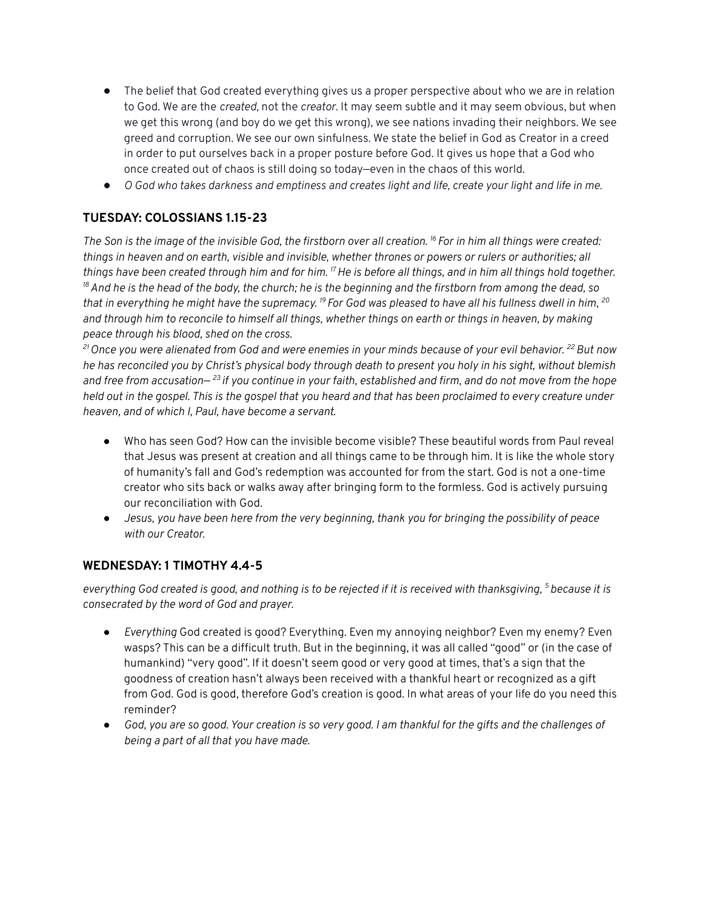- The belief that God created everything gives us a proper perspective about who we are in relation to God. We are the *created*, not the *creator*. It may seem subtle and it may seem obvious, but when we get this wrong (and boy do we get this wrong), we see nations invading their neighbors. We see greed and corruption. We see our own sinfulness. We state the belief in God as Creator in a creed in order to put ourselves back in a proper posture before God. It gives us hope that a God who once created out of chaos is still doing so today—even in the chaos of this world.
- *O God who takes darkness and emptiness and creates light and life, create your light and life in me.*

## TUESDAY: COLOSSIANS 1.15-23

*The Son is the image of the invisible God, the firstborn over all creation. [16] For in him all things were created: things in heaven and on earth, visible and invisible, whether thrones or powers or rulers or authorities; all things have been created through him and for him. [17] He is before all things, and in him all things hold together. [18] And he is the head of the body, the church; he is the beginning and the firstborn from among the dead, so that in everything he might have the supremacy. [19] For God was pleased to have all his fullness dwell in him, [20] and through him to reconcile to himself all things, whether things on earth or things in heaven, by making peace through his blood, shed on the cross.*
*[21] Once you were alienated from God and were enemies in your minds because of your evil behavior. [22] But now he has reconciled you by Christ's physical body through death to present you holy in his sight, without blemish and free from accusation— [23] if you continue in your faith, established and firm, and do not move from the hope held out in the gospel. This is the gospel that you heard and that has been proclaimed to every creature under heaven, and of which I, Paul, have become a servant.*

- Who has seen God? How can the invisible become visible? These beautiful words from Paul reveal that Jesus was present at creation and all things came to be through him. It is like the whole story of humanity's fall and God's redemption was accounted for from the start. God is not a one-time creator who sits back or walks away after bringing form to the formless. God is actively pursuing our reconciliation with God.
- *Jesus, you have been here from the very beginning, thank you for bringing the possibility of peace with our Creator.*

## WEDNESDAY: 1 TIMOTHY 4.4-5

*everything God created is good, and nothing is to be rejected if it is received with thanksgiving, [5] because it is consecrated by the word of God and prayer.*

- *Everything* God created is good? Everything. Even my annoying neighbor? Even my enemy? Even wasps? This can be a difficult truth. But in the beginning, it was all called "good" or (in the case of humankind) "very good". If it doesn't seem good or very good at times, that's a sign that the goodness of creation hasn't always been received with a thankful heart or recognized as a gift from God. God is good, therefore God's creation is good. In what areas of your life do you need this reminder?
- *God, you are so good. Your creation is so very good. I am thankful for the gifts and the challenges of being a part of all that you have made.*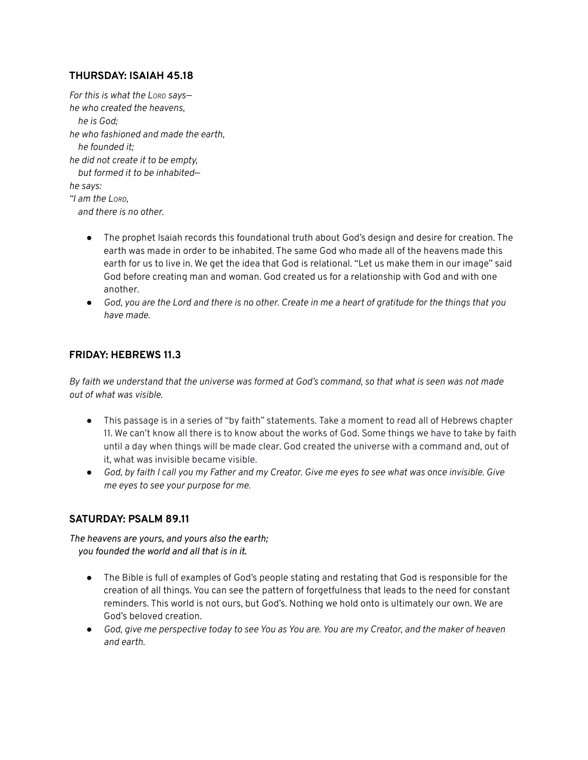## THURSDAY: ISAIAH 45.18

*For this is what the Lord says—*
*he who created the heavens,*
*he is God;*
*he who fashioned and made the earth,*
*he founded it;*
*he did not create it to be empty,*
*but formed it to be inhabited—*
*he says:*
*"I am the Lord,*
*and there is no other.*

- The prophet Isaiah records this foundational truth about God's design and desire for creation. The earth was made in order to be inhabited. The same God who made all of the heavens made this earth for us to live in. We get the idea that God is relational. "Let us make them in our image" said God before creating man and woman. God created us for a relationship with God and with one another.
- *God, you are the Lord and there is no other. Create in me a heart of gratitude for the things that you have made.*

## FRIDAY: HEBREWS 11.3

*By faith we understand that the universe was formed at God's command, so that what is seen was not made out of what was visible.*

- This passage is in a series of "by faith" statements. Take a moment to read all of Hebrews chapter 11. We can't know all there is to know about the works of God. Some things we have to take by faith until a day when things will be made clear. God created the universe with a command and, out of it, what was invisible became visible.
- *God, by faith I call you my Father and my Creator. Give me eyes to see what was once invisible. Give me eyes to see your purpose for me.*

## SATURDAY: PSALM 89.11

*The heavens are yours, and yours also the earth;*
*you founded the world and all that is in it.*

- The Bible is full of examples of God's people stating and restating that God is responsible for the creation of all things. You can see the pattern of forgetfulness that leads to the need for constant reminders. This world is not ours, but God's. Nothing we hold onto is ultimately our own. We are God's beloved creation.
- *God, give me perspective today to see You as You are. You are my Creator, and the maker of heaven and earth.*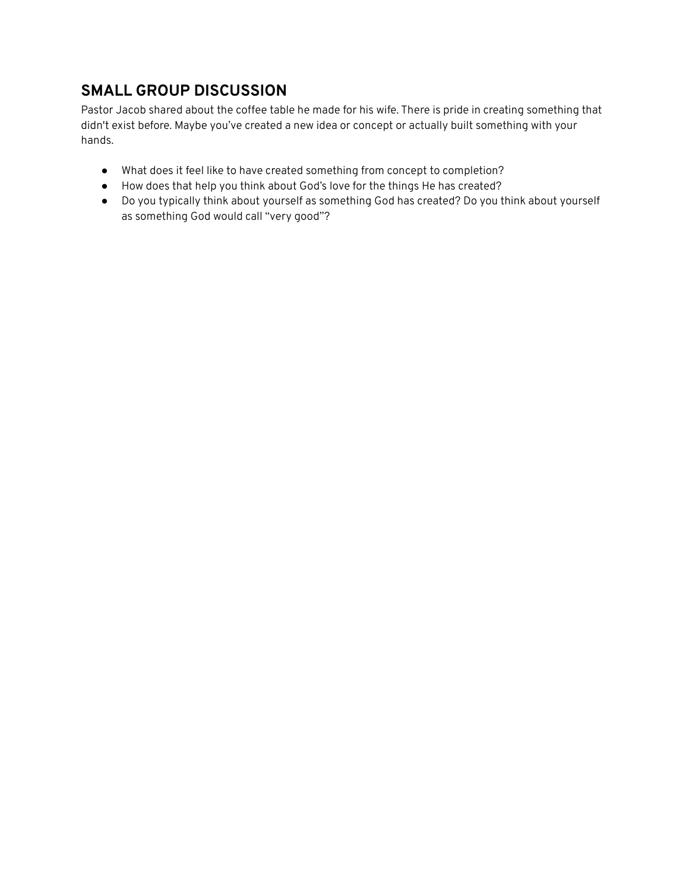## SMALL GROUP DISCUSSION

Pastor Jacob shared about the coffee table he made for his wife. There is pride in creating something that didn't exist before. Maybe you've created a new idea or concept or actually built something with your hands.

- What does it feel like to have created something from concept to completion?
- How does that help you think about God's love for the things He has created?
- Do you typically think about yourself as something God has created? Do you think about yourself as something God would call "very good"?